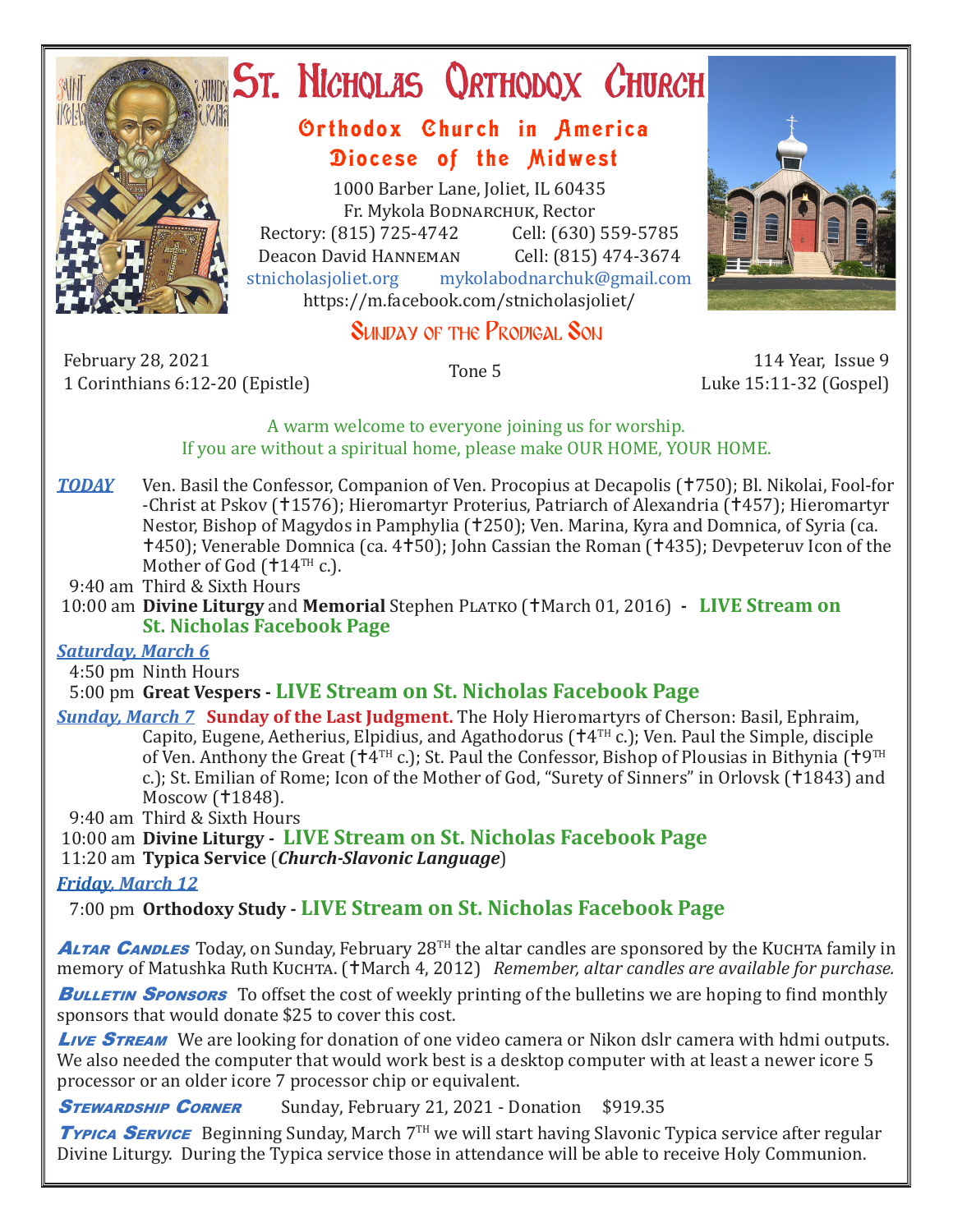# St. Nicholas Orthodox Church

## Orthodox Church in America
## Diocese of the Midwest

1000 Barber Lane, Joliet, IL 60435
Fr. Mykola Bodnarchuk, Rector
Rectory: (815) 725-4742 Cell: (630) 559-5785
Deacon David Hanneman Cell: (815) 474-3674
stnicholasjoliet.org mykolabodnarchuk@gmail.com
https://m.facebook.com/stnicholasjoliet/

## Sunday of the Prodigal Son

February 28, 2021
1 Corinthians 6:12-20 (Epistle)

Tone 5

114 Year, Issue 9
Luke 15:11-32 (Gospel)

A warm welcome to everyone joining us for worship.
If you are without a spiritual home, please make OUR HOME, YOUR HOME.

***TODAY*** Ven. Basil the Confessor, Companion of Ven. Procopius at Decapolis (†750); Bl. Nikolai, Fool-for-Christ at Pskov (†1576); Hieromartyr Proterius, Patriarch of Alexandria (†457); Hieromartyr Nestor, Bishop of Magydos in Pamphylia (†250); Ven. Marina, Kyra and Domnica, of Syria (ca. †450); Venerable Domnica (ca. 4†50); John Cassian the Roman (†435); Devpeteruv Icon of the Mother of God (†14TH c.).

9:40 am Third & Sixth Hours
10:00 am **Divine Liturgy** and **Memorial** Stephen Platko (†March 01, 2016) - **LIVE Stream on St. Nicholas Facebook Page**

***Saturday, March 6***

4:50 pm Ninth Hours
5:00 pm **Great Vespers - LIVE Stream on St. Nicholas Facebook Page**

***Sunday, March 7*** **Sunday of the Last Judgment.** The Holy Hieromartyrs of Cherson: Basil, Ephraim, Capito, Eugene, Aetherius, Elpidius, and Agathodorus (†4TH c.); Ven. Paul the Simple, disciple of Ven. Anthony the Great (†4TH c.); St. Paul the Confessor, Bishop of Plousias in Bithynia (†9TH c.); St. Emilian of Rome; Icon of the Mother of God, "Surety of Sinners" in Orlovsk (†1843) and Moscow (†1848).

9:40 am Third & Sixth Hours
10:00 am **Divine Liturgy - LIVE Stream on St. Nicholas Facebook Page**
11:20 am **Typica Service** (***Church-Slavonic Language***)

***Friday, March 12***

7:00 pm **Orthodoxy Study - LIVE Stream on St. Nicholas Facebook Page**

***Altar Candles*** Today, on Sunday, February 28TH the altar candles are sponsored by the Kuchta family in memory of Matushka Ruth Kuchta. (†March 4, 2012) *Remember, altar candles are available for purchase.*

***Bulletin Sponsors*** To offset the cost of weekly printing of the bulletins we are hoping to find monthly sponsors that would donate $25 to cover this cost.

***Live Stream*** We are looking for donation of one video camera or Nikon dslr camera with hdmi outputs. We also needed the computer that would work best is a desktop computer with at least a newer icore 5 processor or an older icore 7 processor chip or equivalent.

***Stewardship Corner*** Sunday, February 21, 2021 - Donation $919.35

***Typica Service*** Beginning Sunday, March 7TH we will start having Slavonic Typica service after regular Divine Liturgy. During the Typica service those in attendance will be able to receive Holy Communion.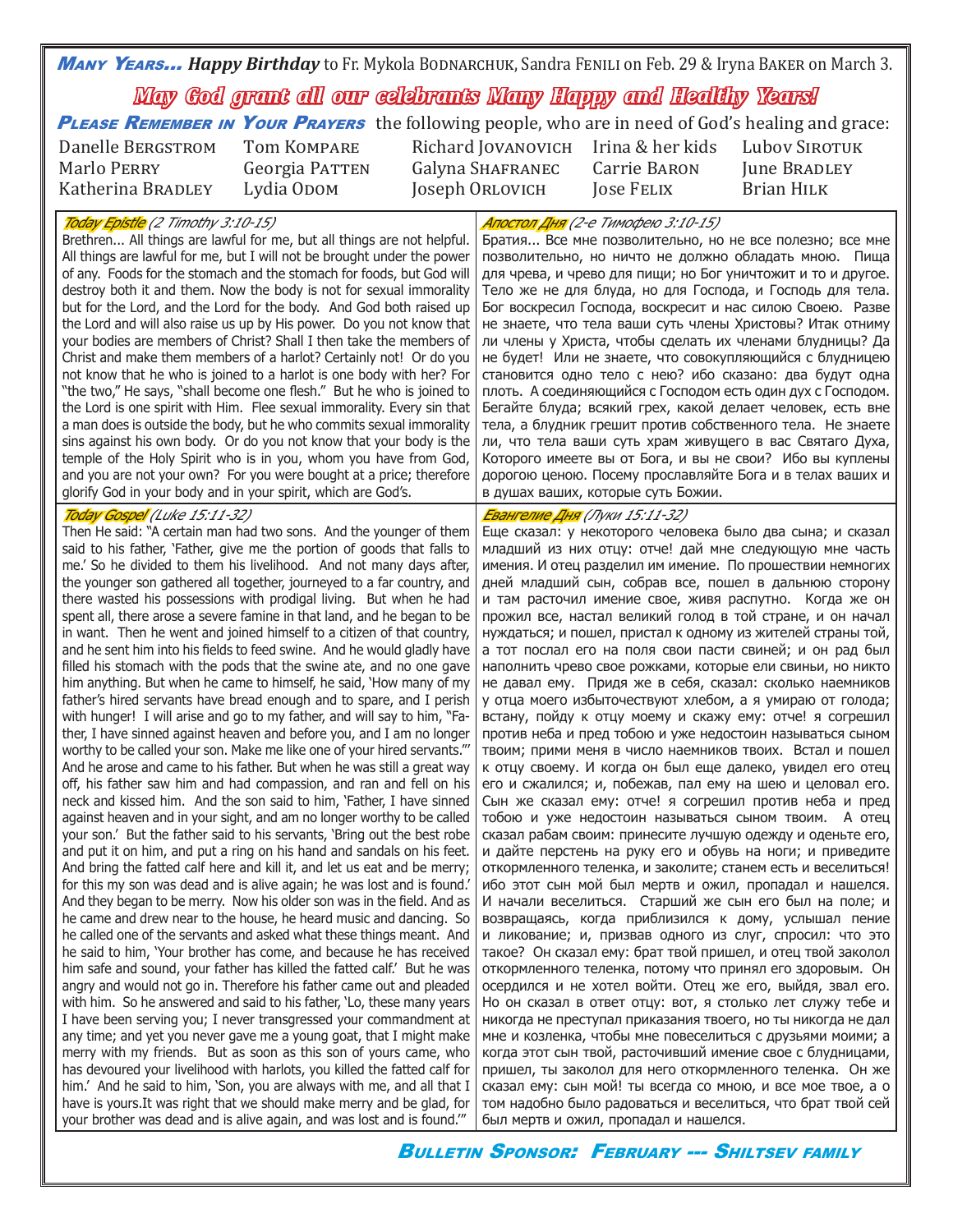**MANY YEARS... *Happy Birthday*** to Fr. Mykola BODNARCHUK, Sandra FENILI on Feb. 29 & Iryna BAKER on March 3.

***May God grant all our celebrants Many Happy and Healthy Years!***

**PLEASE REMEMBER IN YOUR PRAYERS** the following people, who are in need of God's healing and grace:

| | | | | |
|---|---|---|---|---|
| Danelle BERGSTROM | Tom KOMPARE | Richard JOVANOVICH | Irina & her kids | Lubov SIROTUK |
| Marlo PERRY | Georgia PATTEN | Galyna SHAFRANEC | Carrie BARON | June BRADLEY |
| Katherina BRADLEY | Lydia ODOM | Joseph ORLOVICH | Jose FELIX | Brian HILK |

*Today Epistle (2 Timothy 3:10-15)*

Brethren... All things are lawful for me, but all things are not helpful. All things are lawful for me, but I will not be brought under the power of any. Foods for the stomach and the stomach for foods, but God will destroy both it and them. Now the body is not for sexual immorality but for the Lord, and the Lord for the body. And God both raised up the Lord and will also raise us up by His power. Do you not know that your bodies are members of Christ? Shall I then take the members of Christ and make them members of a harlot? Certainly not! Or do you not know that he who is joined to a harlot is one body with her? For "the two," He says, "shall become one flesh." But he who is joined to the Lord is one spirit with Him. Flee sexual immorality. Every sin that a man does is outside the body, but he who commits sexual immorality sins against his own body. Or do you not know that your body is the temple of the Holy Spirit who is in you, whom you have from God, and you are not your own? For you were bought at a price; therefore glorify God in your body and in your spirit, which are God's.

*Апостол Дня (2-е Тимофею 3:10-15)*

Братия... Все мне позволительно, но не все полезно; все мне позволительно, но ничто не должно обладать мною. Пища для чрева, и чрево для пищи; но Бог уничтожит и то и другое. Тело же не для блуда, но для Господа, и Господь для тела. Бог воскресил Господа, воскресит и нас силою Своею. Разве не знаете, что тела ваши суть члены Христовы? Итак отниму ли члены у Христа, чтобы сделать их членами блудницы? Да не будет! Или не знаете, что совокупляющийся с блудницею становится одно тело с нею? ибо сказано: два будут одна плоть. А соединяющийся с Господом есть один дух с Господом. Бегайте блуда; всякий грех, какой делает человек, есть вне тела, а блудник грешит против собственного тела. Не знаете ли, что тела ваши суть храм живущего в вас Святаго Духа, Которого имеете вы от Бога, и вы не свои? Ибо вы куплены дорогою ценою. Посему прославляйте Бога и в телах ваших и в душах ваших, которые суть Божии.

*Today Gospel (Luke 15:11-32)*

Then He said: "A certain man had two sons. And the younger of them said to his father, 'Father, give me the portion of goods that falls to me.' So he divided to them his livelihood. And not many days after, the younger son gathered all together, journeyed to a far country, and there wasted his possessions with prodigal living. But when he had spent all, there arose a severe famine in that land, and he began to be in want. Then he went and joined himself to a citizen of that country, and he sent him into his fields to feed swine. And he would gladly have filled his stomach with the pods that the swine ate, and no one gave him anything. But when he came to himself, he said, 'How many of my father's hired servants have bread enough and to spare, and I perish with hunger! I will arise and go to my father, and will say to him, "Father, I have sinned against heaven and before you, and I am no longer worthy to be called your son. Make me like one of your hired servants."' And he arose and came to his father. But when he was still a great way off, his father saw him and had compassion, and ran and fell on his neck and kissed him. And the son said to him, 'Father, I have sinned against heaven and in your sight, and am no longer worthy to be called your son.' But the father said to his servants, 'Bring out the best robe and put it on him, and put a ring on his hand and sandals on his feet. And bring the fatted calf here and kill it, and let us eat and be merry; for this my son was dead and is alive again; he was lost and is found.' And they began to be merry. Now his older son was in the field. And as he came and drew near to the house, he heard music and dancing. So he called one of the servants and asked what these things meant. And he said to him, 'Your brother has come, and because he has received him safe and sound, your father has killed the fatted calf.' But he was angry and would not go in. Therefore his father came out and pleaded with him. So he answered and said to his father, 'Lo, these many years I have been serving you; I never transgressed your commandment at any time; and yet you never gave me a young goat, that I might make merry with my friends. But as soon as this son of yours came, who has devoured your livelihood with harlots, you killed the fatted calf for him.' And he said to him, 'Son, you are always with me, and all that I have is yours.It was right that we should make merry and be glad, for your brother was dead and is alive again, and was lost and is found.'"

*Евангелие Дня (Луки 15:11-32)*

Еще сказал: у некоторого человека было два сына; и сказал младший из них отцу: отче! дай мне следующую мне часть имения. И отец разделил им имение. По прошествии немногих дней младший сын, собрав все, пошел в дальнюю сторону и там расточил имение свое, живя распутно. Когда же он прожил все, настал великий голод в той стране, и он начал нуждаться; и пошел, пристал к одному из жителей страны той, а тот послал его на поля свои пасти свиней; и он рад был наполнить чрево свое рожками, которые ели свиньи, но никто не давал ему. Придя же в себя, сказал: сколько наемников у отца моего избыточествуют хлебом, а я умираю от голода; встану, пойду к отцу моему и скажу ему: отче! я согрешил против неба и пред тобою и уже недостоин называться сыном твоим; прими меня в число наемников твоих. Встал и пошел к отцу своему. И когда он был еще далеко, увидел его отец его и сжалился; и, побежав, пал ему на шею и целовал его. Сын же сказал ему: отче! я согрешил против неба и пред тобою и уже недостоин называться сыном твоим. А отец сказал рабам своим: принесите лучшую одежду и оденьте его, и дайте перстень на руку его и обувь на ноги; и приведите откормленного теленка, и заколите; станем есть и веселиться! ибо этот сын мой был мертв и ожил, пропадал и нашелся. И начали веселиться. Старший же сын его был на поле; и возвращаясь, когда приблизился к дому, услышал пение и ликование; и, призвав одного из слуг, спросил: что это такое? Он сказал ему: брат твой пришел, и отец твой заколол откормленного теленка, потому что принял его здоровым. Он осердился и не хотел войти. Отец же его, выйдя, звал его. Но он сказал в ответ отцу: вот, я столько лет служу тебе и никогда не преступал приказания твоего, но ты никогда не дал мне и козленка, чтобы мне повеселиться с друзьями моими; а когда этот сын твой, расточивший имение свое с блудницами, пришел, ты заколол для него откормленного теленка. Он же сказал ему: сын мой! ты всегда со мною, и все мое твое, а о том надобно было радоваться и веселиться, что брат твой сей был мертв и ожил, пропадал и нашелся.

***BULLETIN SPONSOR: FEBRUARY --- SHILTSEV FAMILY***